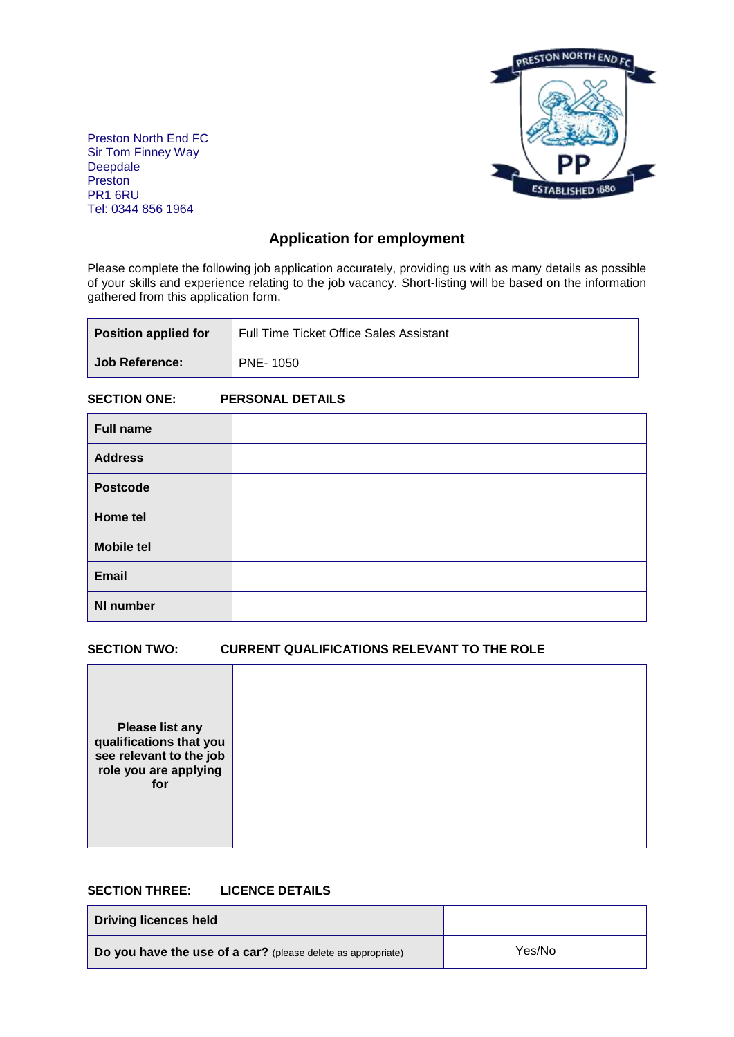Preston North End FC
Sir Tom Finney Way
Deepdale
Preston
PR1 6RU
Tel: 0344 856 1964

# Application for employment

Please complete the following job application accurately, providing us with as many details as possible of your skills and experience relating to the job vacancy. Short-listing will be based on the information gathered from this application form.

| **Position applied for** | Full Time Ticket Office Sales Assistant |
|---|---|
| **Job Reference:** | PNE- 1050 |

**SECTION ONE: PERSONAL DETAILS**

| **Full name** | |
|---|---|
| **Address** | |
| **Postcode** | |
| **Home tel** | |
| **Mobile tel** | |
| **Email** | |
| **NI number** | |

**SECTION TWO: CURRENT QUALIFICATIONS RELEVANT TO THE ROLE**

| **Please list any qualifications that you see relevant to the job role you are applying for** | |
|---|---|

**SECTION THREE: LICENCE DETAILS**

| **Driving licences held** | |
|---|---|
| **Do you have the use of a car?** (please delete as appropriate) | Yes/No |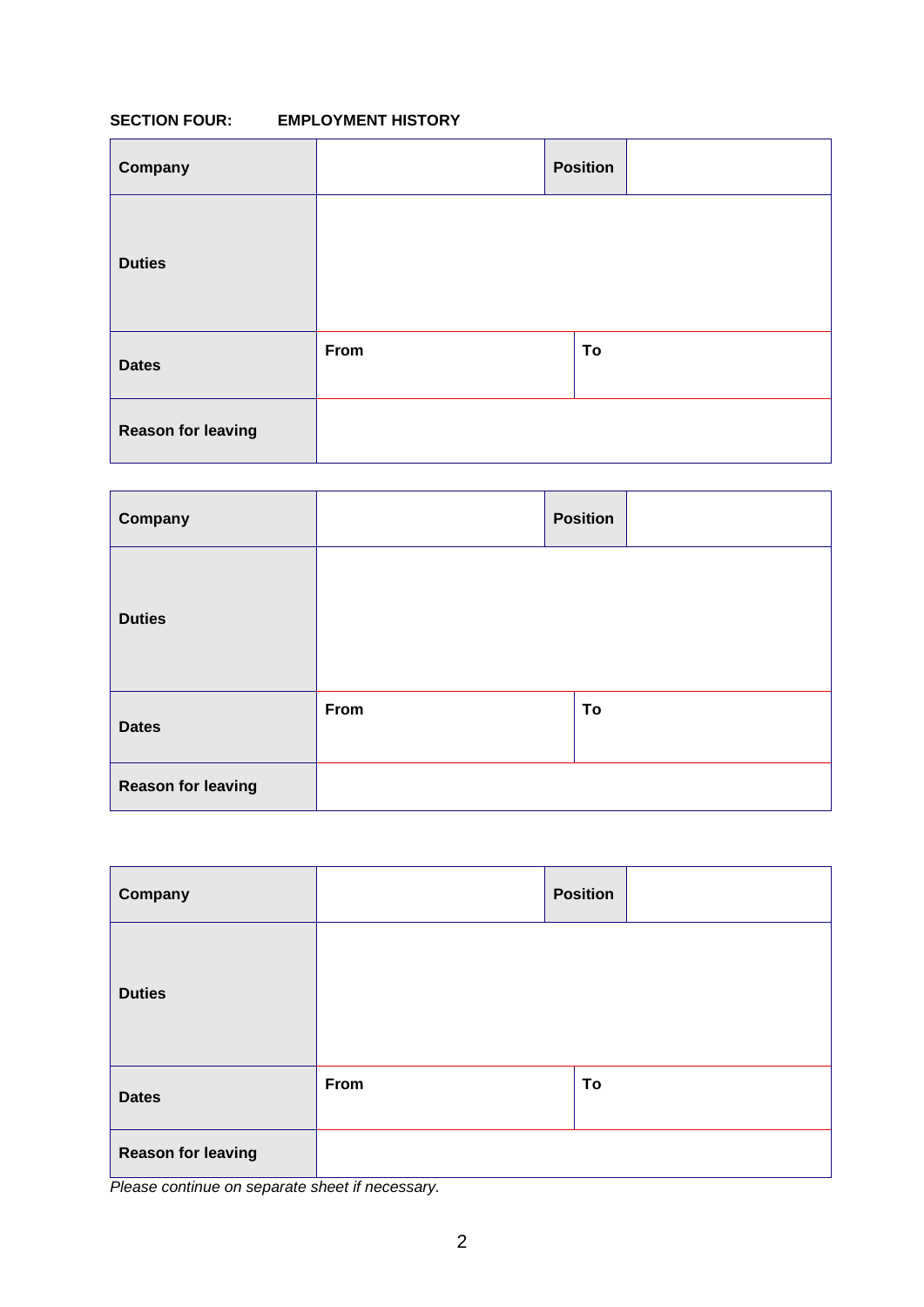**SECTION FOUR: EMPLOYMENT HISTORY**

| **Company** | | **Position** | |
|---|---|---|---|
| **Duties** | | | |
| **Dates** | **From** | **To** | |
| **Reason for leaving** | | | |

| **Company** | | **Position** | |
|---|---|---|---|
| **Duties** | | | |
| **Dates** | **From** | **To** | |
| **Reason for leaving** | | | |

| **Company** | | **Position** | |
|---|---|---|---|
| **Duties** | | | |
| **Dates** | **From** | **To** | |
| **Reason for leaving** | | | |

*Please continue on separate sheet if necessary.*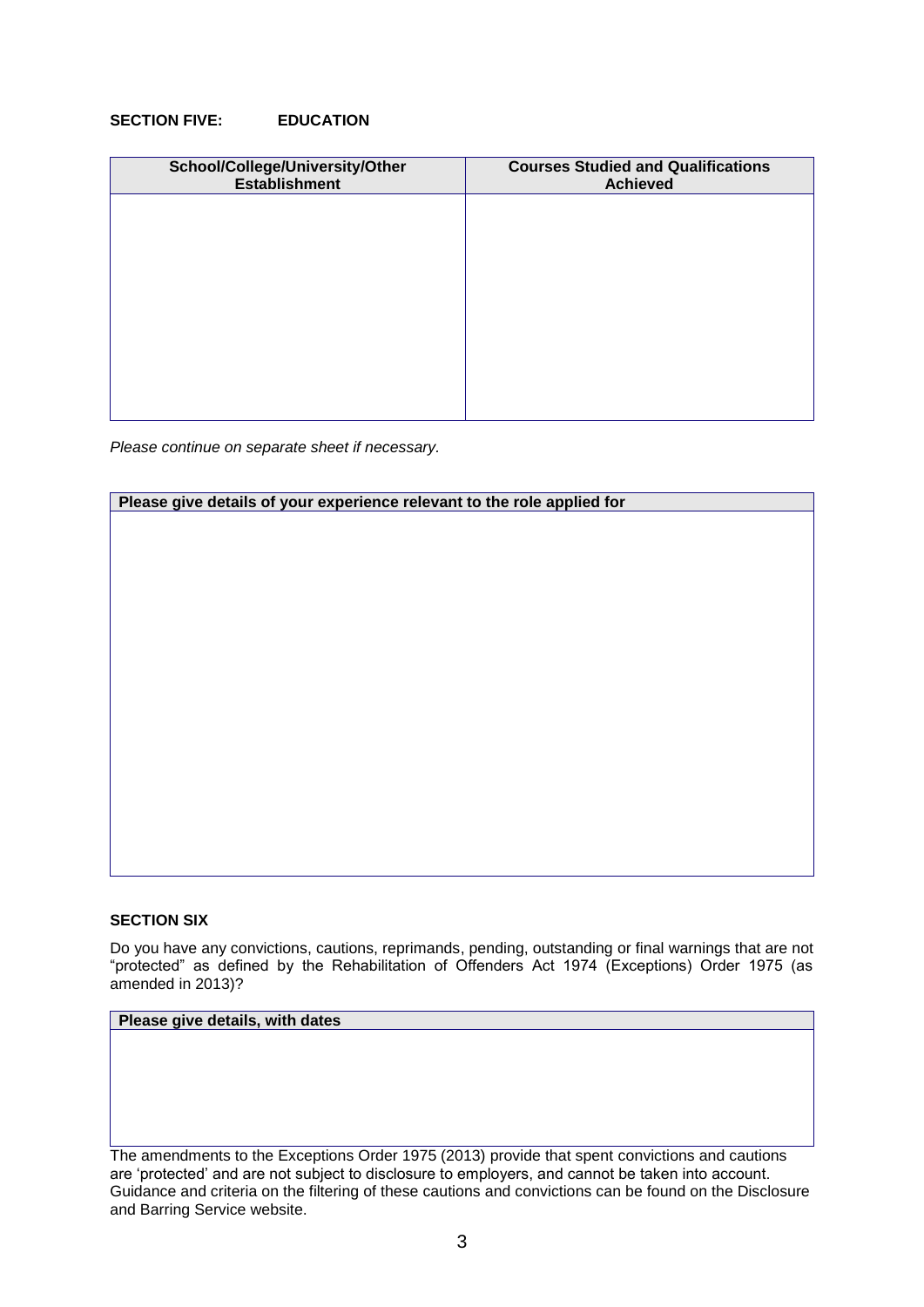## SECTION FIVE: EDUCATION

| School/College/University/Other Establishment | Courses Studied and Qualifications Achieved |
|---|---|
| | |

*Please continue on separate sheet if necessary.*

| Please give details of your experience relevant to the role applied for |
|---|
| |

## SECTION SIX

Do you have any convictions, cautions, reprimands, pending, outstanding or final warnings that are not "protected" as defined by the Rehabilitation of Offenders Act 1974 (Exceptions) Order 1975 (as amended in 2013)?

| Please give details, with dates |
|---|
| |

The amendments to the Exceptions Order 1975 (2013) provide that spent convictions and cautions are 'protected' and are not subject to disclosure to employers, and cannot be taken into account. Guidance and criteria on the filtering of these cautions and convictions can be found on the Disclosure and Barring Service website.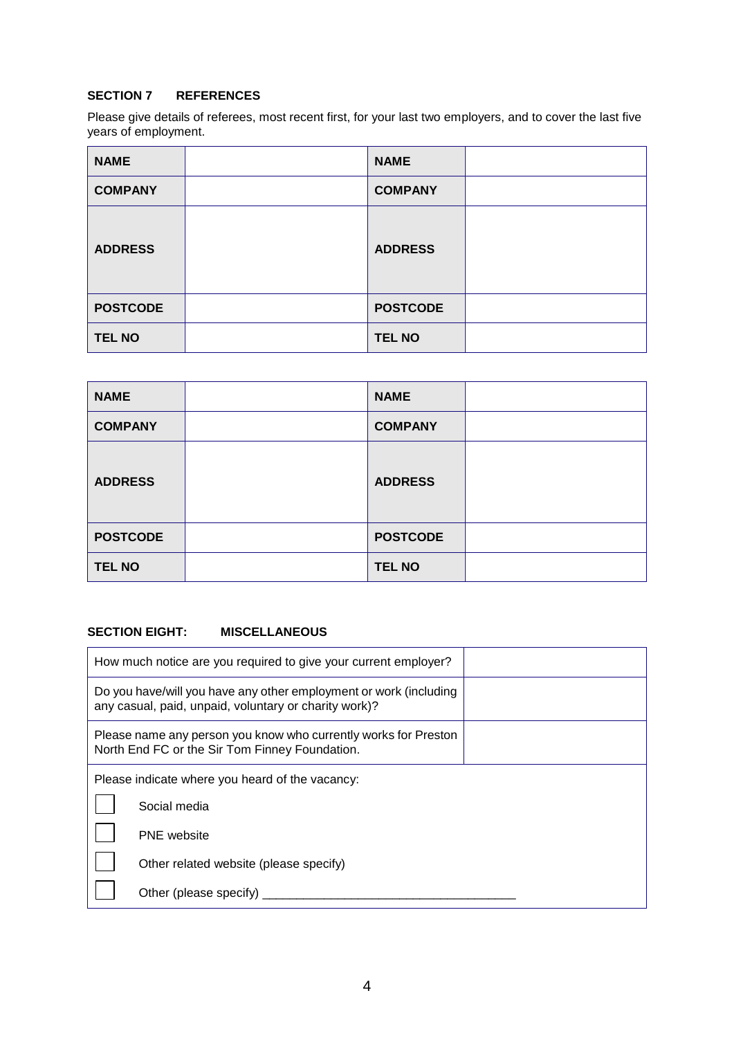## SECTION 7 REFERENCES

Please give details of referees, most recent first, for your last two employers, and to cover the last five years of employment.

| | | | |
|---|---|---|---|
| **NAME** | | **NAME** | |
| **COMPANY** | | **COMPANY** | |
| **ADDRESS** | | **ADDRESS** | |
| **POSTCODE** | | **POSTCODE** | |
| **TEL NO** | | **TEL NO** | |

| | | | |
|---|---|---|---|
| **NAME** | | **NAME** | |
| **COMPANY** | | **COMPANY** | |
| **ADDRESS** | | **ADDRESS** | |
| **POSTCODE** | | **POSTCODE** | |
| **TEL NO** | | **TEL NO** | |

## SECTION EIGHT: MISCELLANEOUS

| | |
|---|---|
| How much notice are you required to give your current employer? | |
| Do you have/will you have any other employment or work (including any casual, paid, unpaid, voluntary or charity work)? | |
| Please name any person you know who currently works for Preston North End FC or the Sir Tom Finney Foundation. | |

Please indicate where you heard of the vacancy:

- [ ] Social media
- [ ] PNE website
- [ ] Other related website (please specify)
- [ ] Other (please specify) ____________________________________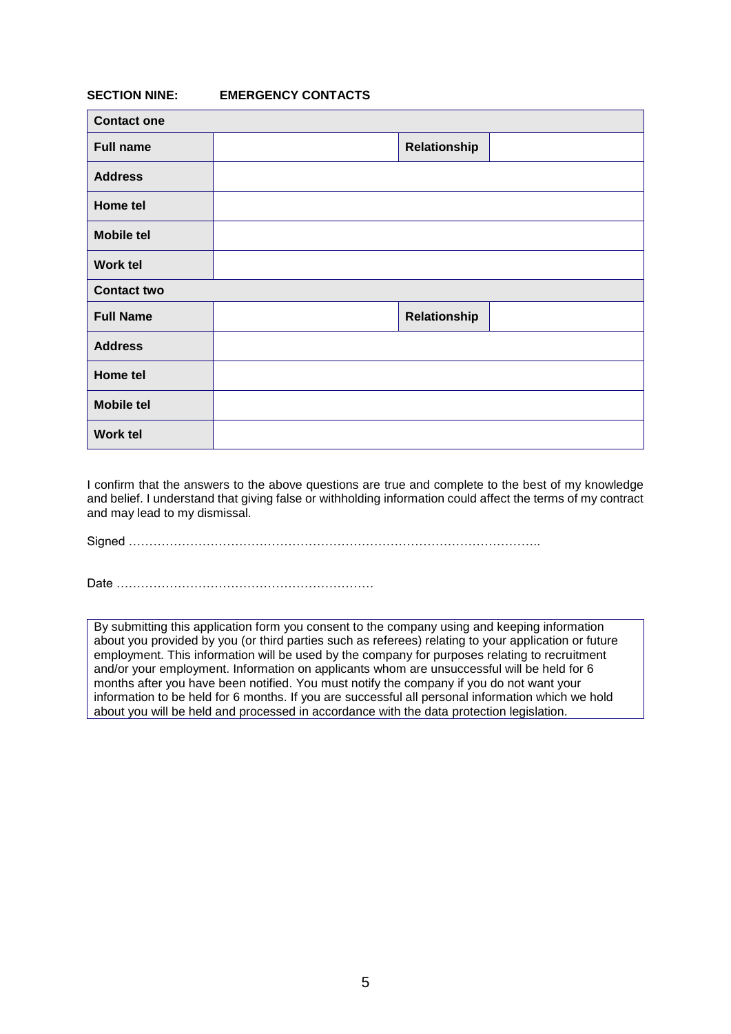**SECTION NINE: EMERGENCY CONTACTS**

| **Contact one** | | | |
|---|---|---|---|
| **Full name** | | **Relationship** | |
| **Address** | | | |
| **Home tel** | | | |
| **Mobile tel** | | | |
| **Work tel** | | | |
| **Contact two** | | | |
| **Full Name** | | **Relationship** | |
| **Address** | | | |
| **Home tel** | | | |
| **Mobile tel** | | | |
| **Work tel** | | | |

I confirm that the answers to the above questions are true and complete to the best of my knowledge and belief. I understand that giving false or withholding information could affect the terms of my contract and may lead to my dismissal.

Signed ………………………………………………………………………………………..

Date ………………………………………………………

By submitting this application form you consent to the company using and keeping information about you provided by you (or third parties such as referees) relating to your application or future employment. This information will be used by the company for purposes relating to recruitment and/or your employment. Information on applicants whom are unsuccessful will be held for 6 months after you have been notified. You must notify the company if you do not want your information to be held for 6 months. If you are successful all personal information which we hold about you will be held and processed in accordance with the data protection legislation.